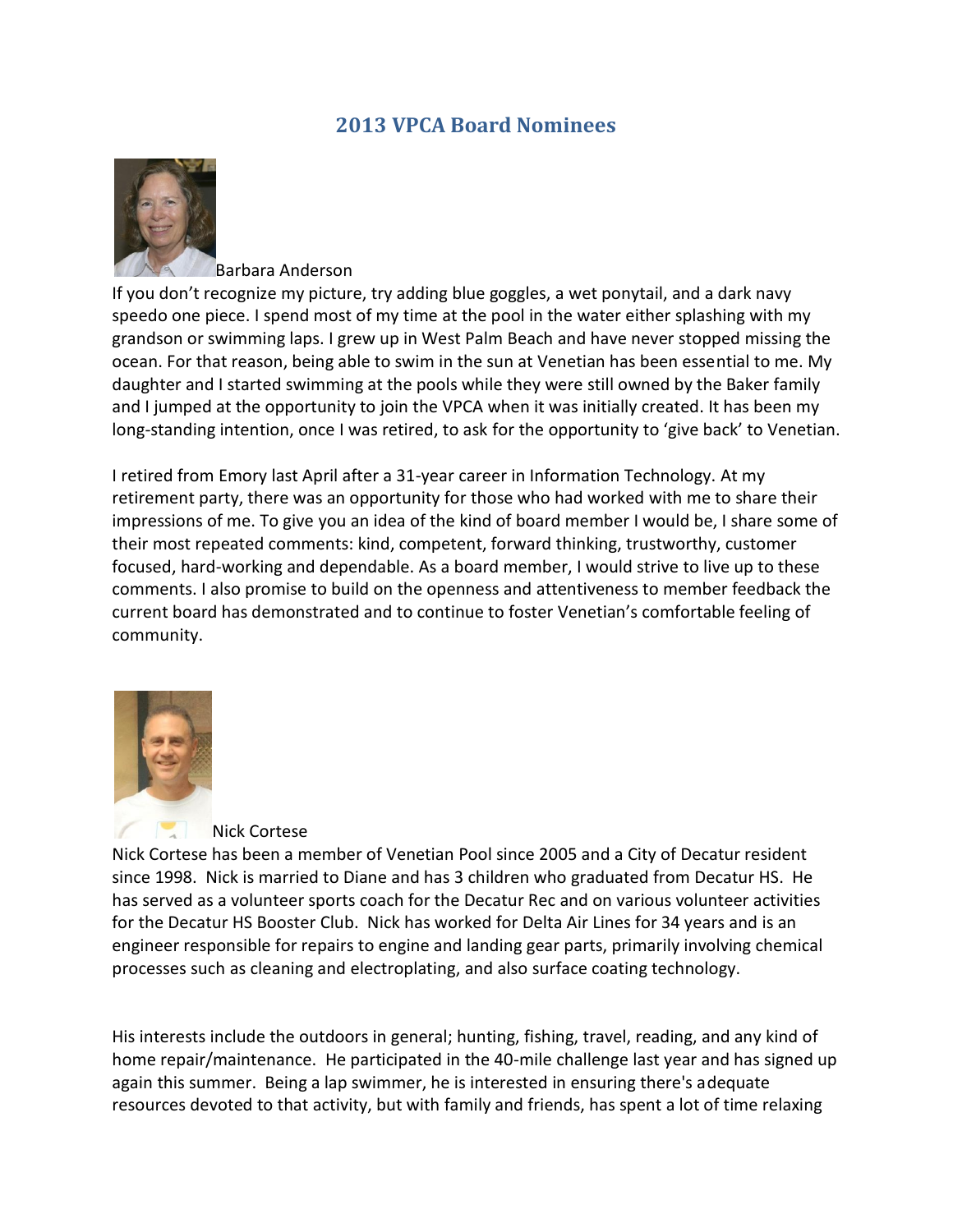# 2013 VPCA Board Nominees

Barbara Anderson

If you don't recognize my picture, try adding blue goggles, a wet ponytail, and a dark navy speedo one piece. I spend most of my time at the pool in the water either splashing with my grandson or swimming laps. I grew up in West Palm Beach and have never stopped missing the ocean. For that reason, being able to swim in the sun at Venetian has been essential to me. My daughter and I started swimming at the pools while they were still owned by the Baker family and I jumped at the opportunity to join the VPCA when it was initially created. It has been my long-standing intention, once I was retired, to ask for the opportunity to 'give back' to Venetian.

I retired from Emory last April after a 31-year career in Information Technology. At my retirement party, there was an opportunity for those who had worked with me to share their impressions of me. To give you an idea of the kind of board member I would be, I share some of their most repeated comments: kind, competent, forward thinking, trustworthy, customer focused, hard-working and dependable. As a board member, I would strive to live up to these comments. I also promise to build on the openness and attentiveness to member feedback the current board has demonstrated and to continue to foster Venetian's comfortable feeling of community.

Nick Cortese

Nick Cortese has been a member of Venetian Pool since 2005 and a City of Decatur resident since 1998. Nick is married to Diane and has 3 children who graduated from Decatur HS. He has served as a volunteer sports coach for the Decatur Rec and on various volunteer activities for the Decatur HS Booster Club. Nick has worked for Delta Air Lines for 34 years and is an engineer responsible for repairs to engine and landing gear parts, primarily involving chemical processes such as cleaning and electroplating, and also surface coating technology.

His interests include the outdoors in general; hunting, fishing, travel, reading, and any kind of home repair/maintenance. He participated in the 40-mile challenge last year and has signed up again this summer. Being a lap swimmer, he is interested in ensuring there's adequate resources devoted to that activity, but with family and friends, has spent a lot of time relaxing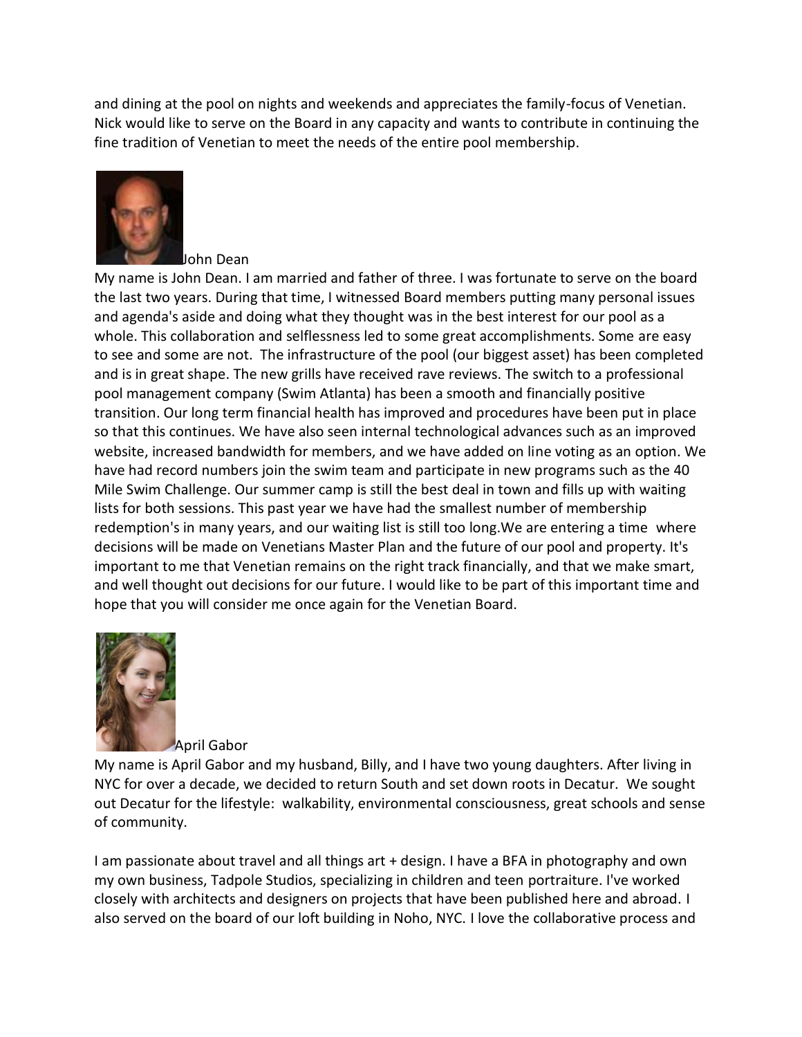and dining at the pool on nights and weekends and appreciates the family-focus of Venetian. Nick would like to serve on the Board in any capacity and wants to contribute in continuing the fine tradition of Venetian to meet the needs of the entire pool membership.

John Dean

My name is John Dean. I am married and father of three. I was fortunate to serve on the board the last two years. During that time, I witnessed Board members putting many personal issues and agenda's aside and doing what they thought was in the best interest for our pool as a whole. This collaboration and selflessness led to some great accomplishments. Some are easy to see and some are not. The infrastructure of the pool (our biggest asset) has been completed and is in great shape. The new grills have received rave reviews. The switch to a professional pool management company (Swim Atlanta) has been a smooth and financially positive transition. Our long term financial health has improved and procedures have been put in place so that this continues. We have also seen internal technological advances such as an improved website, increased bandwidth for members, and we have added on line voting as an option. We have had record numbers join the swim team and participate in new programs such as the 40 Mile Swim Challenge. Our summer camp is still the best deal in town and fills up with waiting lists for both sessions. This past year we have had the smallest number of membership redemption's in many years, and our waiting list is still too long.We are entering a time where decisions will be made on Venetians Master Plan and the future of our pool and property. It's important to me that Venetian remains on the right track financially, and that we make smart, and well thought out decisions for our future. I would like to be part of this important time and hope that you will consider me once again for the Venetian Board.

April Gabor

My name is April Gabor and my husband, Billy, and I have two young daughters. After living in NYC for over a decade, we decided to return South and set down roots in Decatur. We sought out Decatur for the lifestyle: walkability, environmental consciousness, great schools and sense of community.

I am passionate about travel and all things art + design. I have a BFA in photography and own my own business, Tadpole Studios, specializing in children and teen portraiture. I've worked closely with architects and designers on projects that have been published here and abroad. I also served on the board of our loft building in Noho, NYC. I love the collaborative process and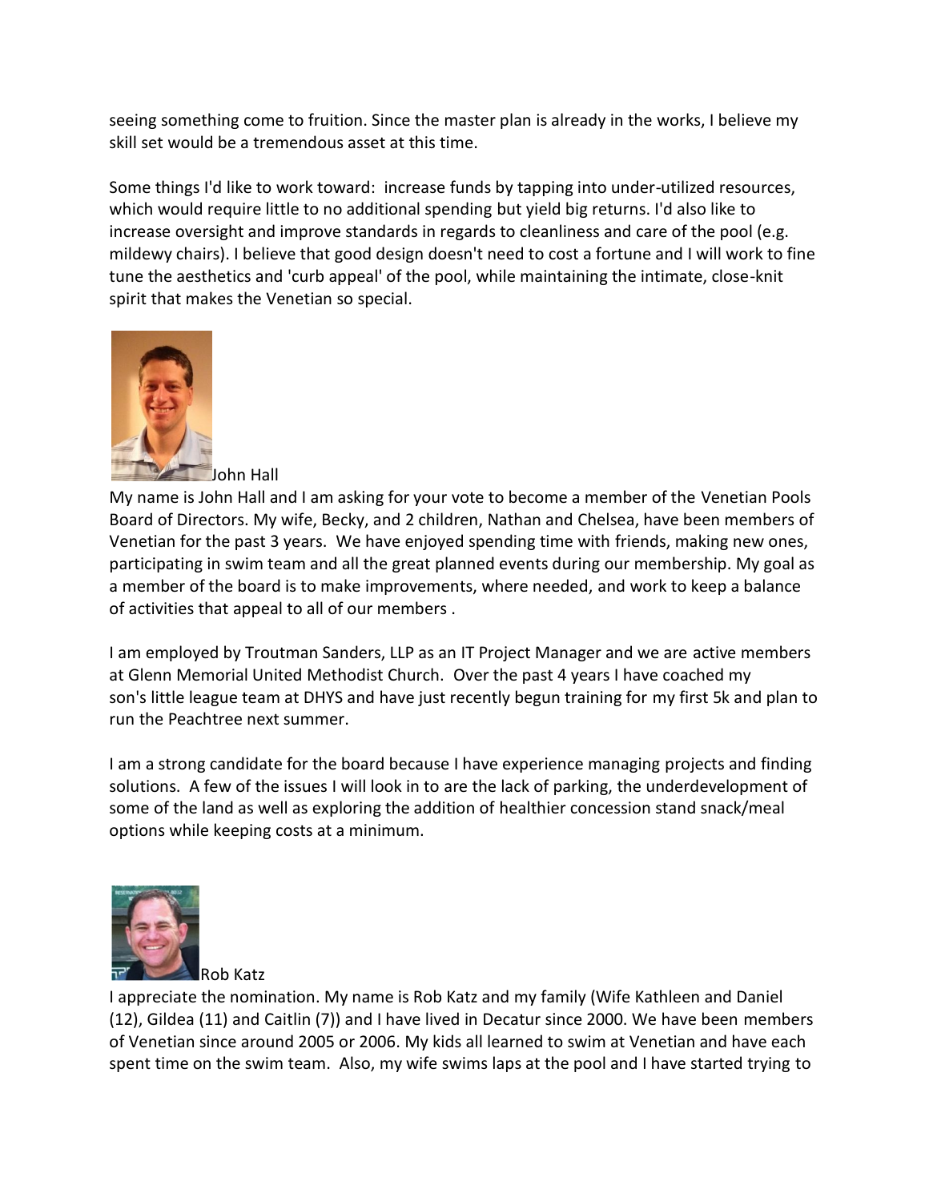seeing something come to fruition. Since the master plan is already in the works, I believe my skill set would be a tremendous asset at this time.

Some things I'd like to work toward: increase funds by tapping into under-utilized resources, which would require little to no additional spending but yield big returns. I'd also like to increase oversight and improve standards in regards to cleanliness and care of the pool (e.g. mildewy chairs). I believe that good design doesn't need to cost a fortune and I will work to fine tune the aesthetics and 'curb appeal' of the pool, while maintaining the intimate, close-knit spirit that makes the Venetian so special.

John Hall

My name is John Hall and I am asking for your vote to become a member of the Venetian Pools Board of Directors. My wife, Becky, and 2 children, Nathan and Chelsea, have been members of Venetian for the past 3 years. We have enjoyed spending time with friends, making new ones, participating in swim team and all the great planned events during our membership. My goal as a member of the board is to make improvements, where needed, and work to keep a balance of activities that appeal to all of our members .

I am employed by Troutman Sanders, LLP as an IT Project Manager and we are active members at Glenn Memorial United Methodist Church. Over the past 4 years I have coached my son's little league team at DHYS and have just recently begun training for my first 5k and plan to run the Peachtree next summer.

I am a strong candidate for the board because I have experience managing projects and finding solutions. A few of the issues I will look in to are the lack of parking, the underdevelopment of some of the land as well as exploring the addition of healthier concession stand snack/meal options while keeping costs at a minimum.

Rob Katz

I appreciate the nomination. My name is Rob Katz and my family (Wife Kathleen and Daniel (12), Gildea (11) and Caitlin (7)) and I have lived in Decatur since 2000. We have been members of Venetian since around 2005 or 2006. My kids all learned to swim at Venetian and have each spent time on the swim team. Also, my wife swims laps at the pool and I have started trying to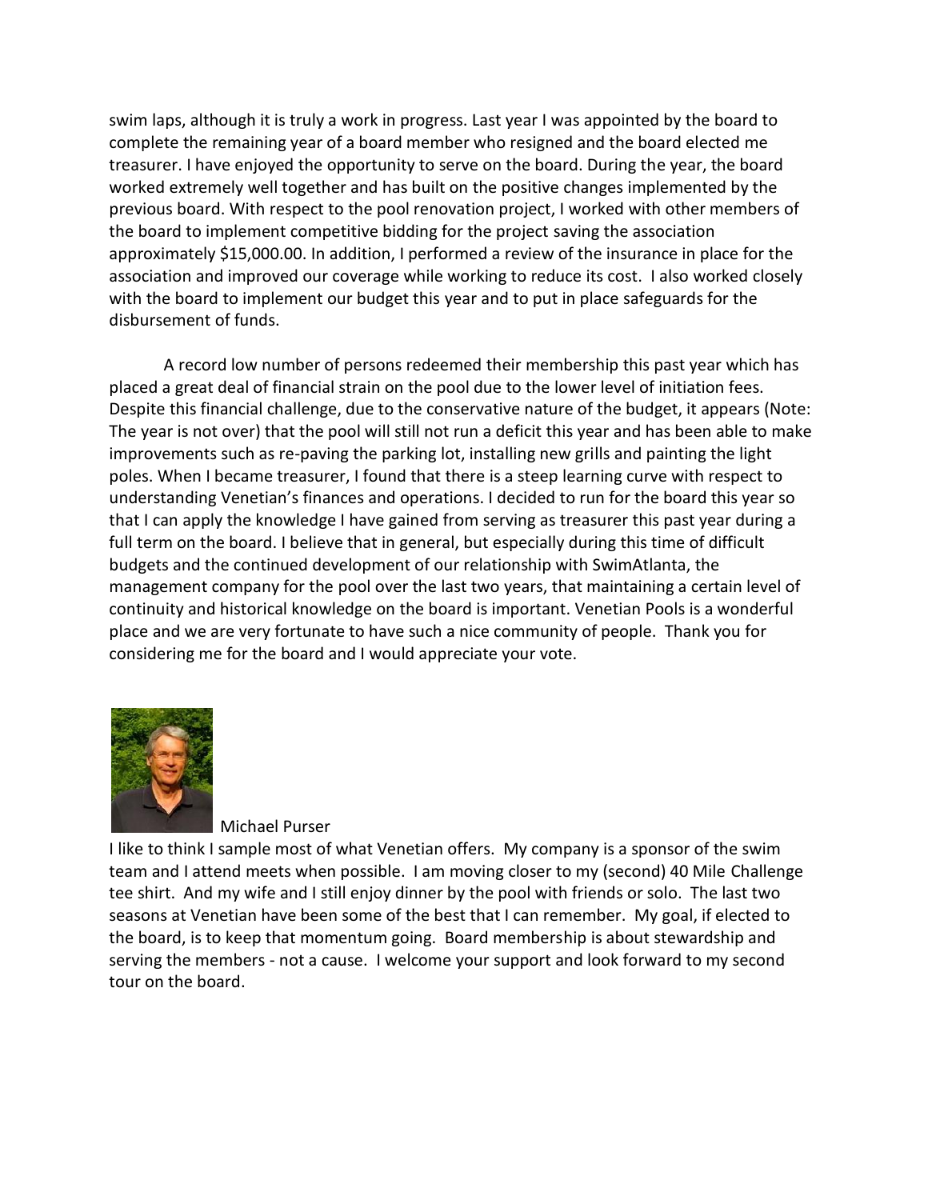swim laps, although it is truly a work in progress. Last year I was appointed by the board to complete the remaining year of a board member who resigned and the board elected me treasurer. I have enjoyed the opportunity to serve on the board. During the year, the board worked extremely well together and has built on the positive changes implemented by the previous board. With respect to the pool renovation project, I worked with other members of the board to implement competitive bidding for the project saving the association approximately $15,000.00. In addition, I performed a review of the insurance in place for the association and improved our coverage while working to reduce its cost. I also worked closely with the board to implement our budget this year and to put in place safeguards for the disbursement of funds.

A record low number of persons redeemed their membership this past year which has placed a great deal of financial strain on the pool due to the lower level of initiation fees. Despite this financial challenge, due to the conservative nature of the budget, it appears (Note: The year is not over) that the pool will still not run a deficit this year and has been able to make improvements such as re-paving the parking lot, installing new grills and painting the light poles. When I became treasurer, I found that there is a steep learning curve with respect to understanding Venetian's finances and operations. I decided to run for the board this year so that I can apply the knowledge I have gained from serving as treasurer this past year during a full term on the board. I believe that in general, but especially during this time of difficult budgets and the continued development of our relationship with SwimAtlanta, the management company for the pool over the last two years, that maintaining a certain level of continuity and historical knowledge on the board is important. Venetian Pools is a wonderful place and we are very fortunate to have such a nice community of people. Thank you for considering me for the board and I would appreciate your vote.

Michael Purser

I like to think I sample most of what Venetian offers. My company is a sponsor of the swim team and I attend meets when possible. I am moving closer to my (second) 40 Mile Challenge tee shirt. And my wife and I still enjoy dinner by the pool with friends or solo. The last two seasons at Venetian have been some of the best that I can remember. My goal, if elected to the board, is to keep that momentum going. Board membership is about stewardship and serving the members - not a cause. I welcome your support and look forward to my second tour on the board.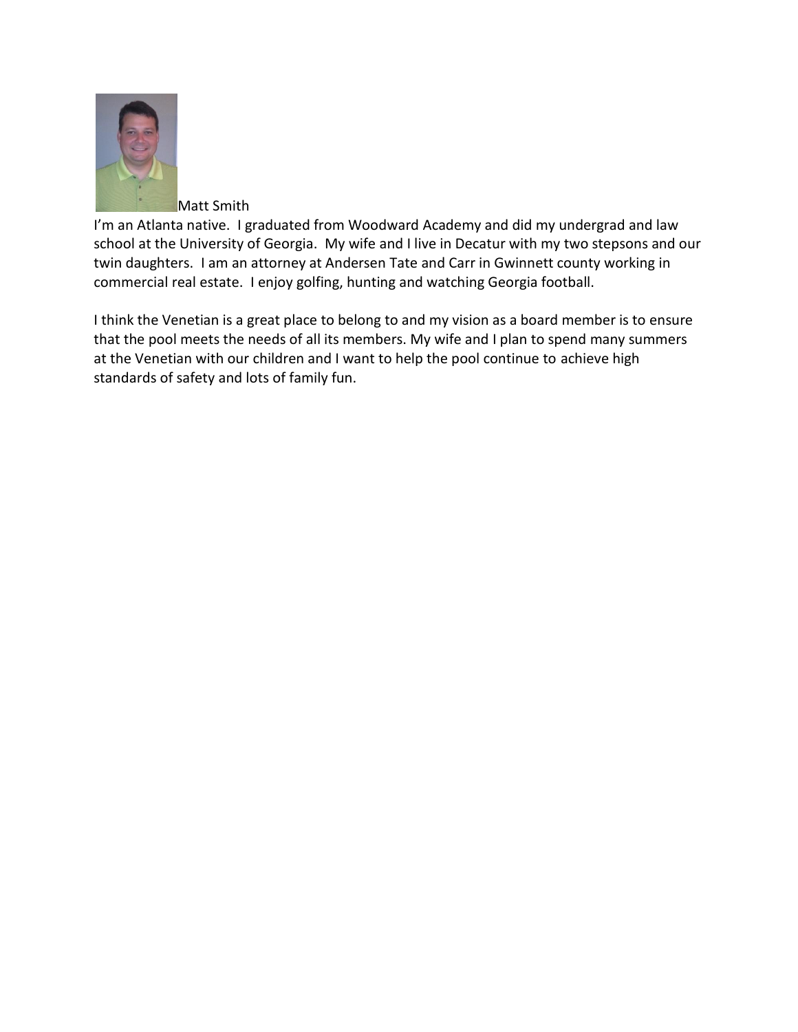Matt Smith

I'm an Atlanta native. I graduated from Woodward Academy and did my undergrad and law school at the University of Georgia. My wife and I live in Decatur with my two stepsons and our twin daughters. I am an attorney at Andersen Tate and Carr in Gwinnett county working in commercial real estate. I enjoy golfing, hunting and watching Georgia football.

I think the Venetian is a great place to belong to and my vision as a board member is to ensure that the pool meets the needs of all its members. My wife and I plan to spend many summers at the Venetian with our children and I want to help the pool continue to achieve high standards of safety and lots of family fun.